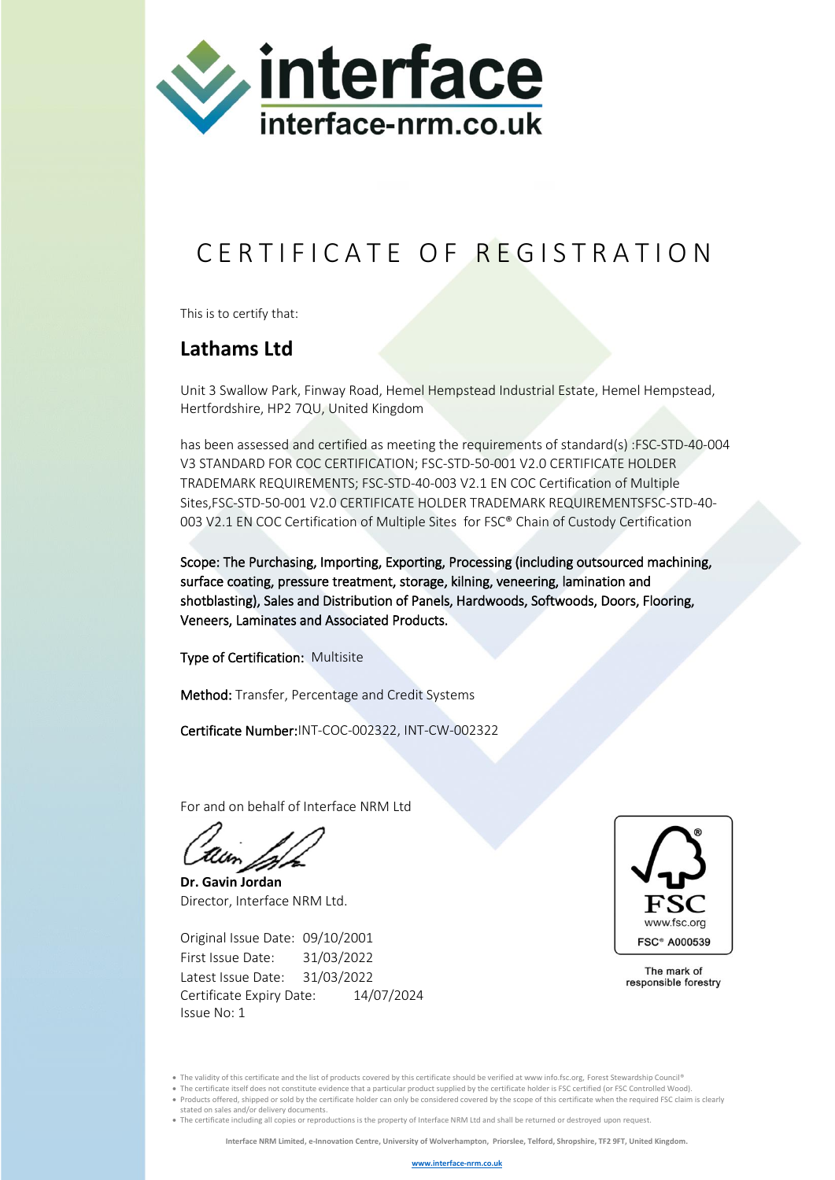interface
interface-nrm.co.uk

# CERTIFICATE OF REGISTRATION

This is to certify that:

## Lathams Ltd

Unit 3 Swallow Park, Finway Road, Hemel Hempstead Industrial Estate, Hemel Hempstead, Hertfordshire, HP2 7QU, United Kingdom

has been assessed and certified as meeting the requirements of standard(s) :FSC-STD-40-004 V3 STANDARD FOR COC CERTIFICATION; FSC-STD-50-001 V2.0 CERTIFICATE HOLDER TRADEMARK REQUIREMENTS; FSC-STD-40-003 V2.1 EN COC Certification of Multiple Sites,FSC-STD-50-001 V2.0 CERTIFICATE HOLDER TRADEMARK REQUIREMENTSFSC-STD-40-003 V2.1 EN COC Certification of Multiple Sites for FSC® Chain of Custody Certification

Scope: The Purchasing, Importing, Exporting, Processing (including outsourced machining, surface coating, pressure treatment, storage, kilning, veneering, lamination and shotblasting), Sales and Distribution of Panels, Hardwoods, Softwoods, Doors, Flooring, Veneers, Laminates and Associated Products.

Type of Certification: Multisite

Method: Transfer, Percentage and Credit Systems

Certificate Number:INT-COC-002322, INT-CW-002322

For and on behalf of Interface NRM Ltd

**Dr. Gavin Jordan**
Director, Interface NRM Ltd.

Original Issue Date: 09/10/2001
First Issue Date: 31/03/2022
Latest Issue Date: 31/03/2022
Certificate Expiry Date: 14/07/2024
Issue No: 1

FSC
www.fsc.org
FSC® A000539

The mark of responsible forestry

- The validity of this certificate and the list of products covered by this certificate should be verified at www info.fsc.org, Forest Stewardship Council®
- The certificate itself does not constitute evidence that a particular product supplied by the certificate holder is FSC certified (or FSC Controlled Wood).
- Products offered, shipped or sold by the certificate holder can only be considered covered by the scope of this certificate when the required FSC claim is clearly stated on sales and/or delivery documents.
- The certificate including all copies or reproductions is the property of Interface NRM Ltd and shall be returned or destroyed upon request.

**Interface NRM Limited, e-Innovation Centre, University of Wolverhampton, Priorslee, Telford, Shropshire, TF2 9FT, United Kingdom.**

www.interface-nrm.co.uk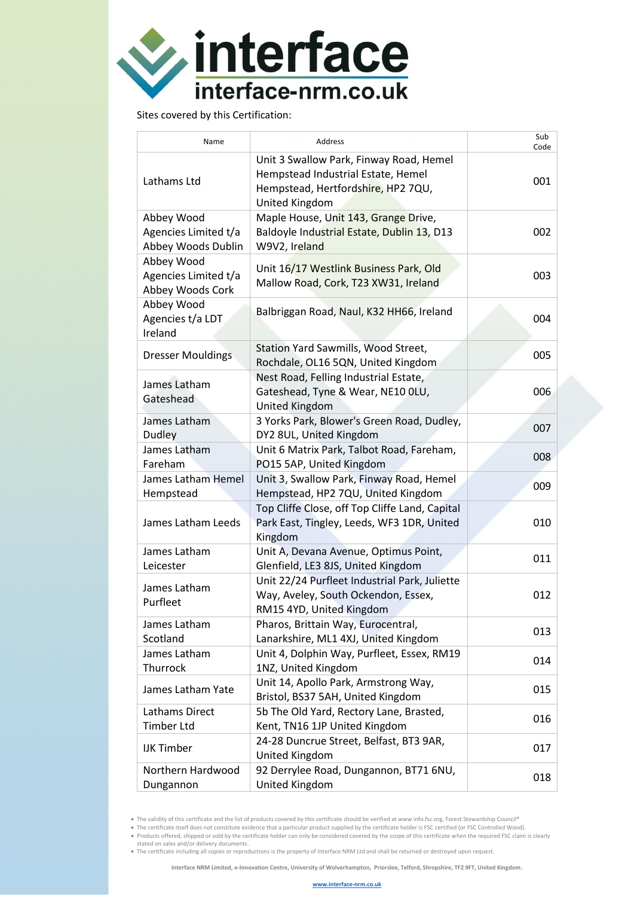interface
interface-nrm.co.uk

Sites covered by this Certification:

| Name | Address | Sub Code |
|---|---|---|
| Lathams Ltd | Unit 3 Swallow Park, Finway Road, Hemel Hempstead Industrial Estate, Hemel Hempstead, Hertfordshire, HP2 7QU, United Kingdom | 001 |
| Abbey Wood Agencies Limited t/a Abbey Woods Dublin | Maple House, Unit 143, Grange Drive, Baldoyle Industrial Estate, Dublin 13, D13 W9V2, Ireland | 002 |
| Abbey Wood Agencies Limited t/a Abbey Woods Cork | Unit 16/17 Westlink Business Park, Old Mallow Road, Cork, T23 XW31, Ireland | 003 |
| Abbey Wood Agencies t/a LDT Ireland | Balbriggan Road, Naul, K32 HH66, Ireland | 004 |
| Dresser Mouldings | Station Yard Sawmills, Wood Street, Rochdale, OL16 5QN, United Kingdom | 005 |
| James Latham Gateshead | Nest Road, Felling Industrial Estate, Gateshead, Tyne & Wear, NE10 0LU, United Kingdom | 006 |
| James Latham Dudley | 3 Yorks Park, Blower's Green Road, Dudley, DY2 8UL, United Kingdom | 007 |
| James Latham Fareham | Unit 6 Matrix Park, Talbot Road, Fareham, PO15 5AP, United Kingdom | 008 |
| James Latham Hemel Hempstead | Unit 3, Swallow Park, Finway Road, Hemel Hempstead, HP2 7QU, United Kingdom | 009 |
| James Latham Leeds | Top Cliffe Close, off Top Cliffe Land, Capital Park East, Tingley, Leeds, WF3 1DR, United Kingdom | 010 |
| James Latham Leicester | Unit A, Devana Avenue, Optimus Point, Glenfield, LE3 8JS, United Kingdom | 011 |
| James Latham Purfleet | Unit 22/24 Purfleet Industrial Park, Juliette Way, Aveley, South Ockendon, Essex, RM15 4YD, United Kingdom | 012 |
| James Latham Scotland | Pharos, Brittain Way, Eurocentral, Lanarkshire, ML1 4XJ, United Kingdom | 013 |
| James Latham Thurrock | Unit 4, Dolphin Way, Purfleet, Essex, RM19 1NZ, United Kingdom | 014 |
| James Latham Yate | Unit 14, Apollo Park, Armstrong Way, Bristol, BS37 5AH, United Kingdom | 015 |
| Lathams Direct Timber Ltd | 5b The Old Yard, Rectory Lane, Brasted, Kent, TN16 1JP United Kingdom | 016 |
| IJK Timber | 24-28 Duncrue Street, Belfast, BT3 9AR, United Kingdom | 017 |
| Northern Hardwood Dungannon | 92 Derrylee Road, Dungannon, BT71 6NU, United Kingdom | 018 |

- The validity of this certificate and the list of products covered by this certificate should be verified at www info.fsc.org, Forest Stewardship Council®
- The certificate itself does not constitute evidence that a particular product supplied by the certificate holder is FSC certified (or FSC Controlled Wood).
- Products offered, shipped or sold by the certificate holder can only be considered covered by the scope of this certificate when the required FSC claim is clearly stated on sales and/or delivery documents.
- The certificate including all copies or reproductions is the property of Interface NRM Ltd and shall be returned or destroyed upon request.

**Interface NRM Limited, e-Innovation Centre, University of Wolverhampton, Priorslee, Telford, Shropshire, TF2 9FT, United Kingdom.**

www.interface-nrm.co.uk